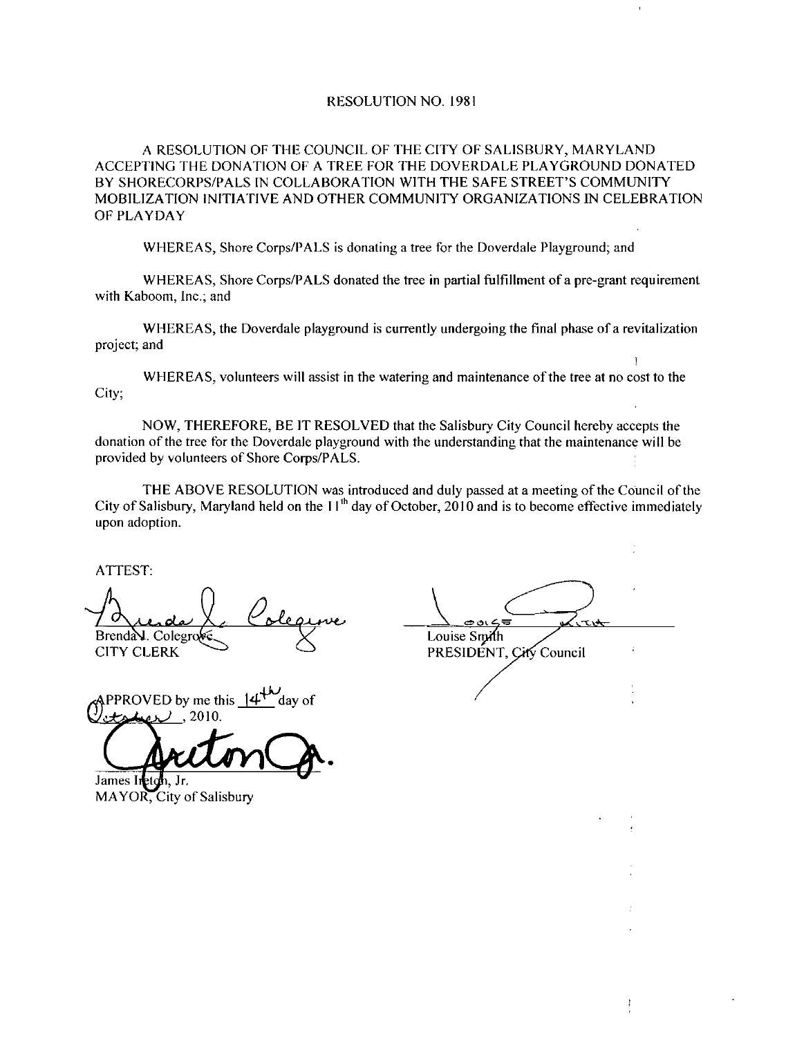RESOLUTION NO. 1981

A RESOLUTION OF THE COUNCIL OF THE CITY OF SALISBURY, MARYLAND ACCEPTING THE DONATION OF A TREE FOR THE DOVERDALE PLAYGROUND DONATED BY SHORECORPS/PALS IN COLLABORATION WITH THE SAFE STREET'S COMMUNITY MOBILIZATION INITIATIVE AND OTHER COMMUNITY ORGANIZATIONS IN CELEBRATION OF PLAYDAY

WHEREAS, Shore Corps/PALS is donating a tree for the Doverdale Playground; and

WHEREAS, Shore Corps/PALS donated the tree in partial fulfillment of a pre-grant requirement with Kaboom, Inc.; and

WHEREAS, the Doverdale playground is currently undergoing the final phase of a revitalization project; and

WHEREAS, volunteers will assist in the watering and maintenance of the tree at no cost to the City;

NOW, THEREFORE, BE IT RESOLVED that the Salisbury City Council hereby accepts the donation of the tree for the Doverdale playground with the understanding that the maintenance will be provided by volunteers of Shore Corps/PALS.

THE ABOVE RESOLUTION was introduced and duly passed at a meeting of the Council of the City of Salisbury, Maryland held on the 11th day of October, 2010 and is to become effective immediately upon adoption.

ATTEST:

Brenda J. Colegrove
CITY CLERK

Louise Smith
PRESIDENT, City Council

APPROVED by me this 14th day of October, 2010.

James Ireton, Jr.
MAYOR, City of Salisbury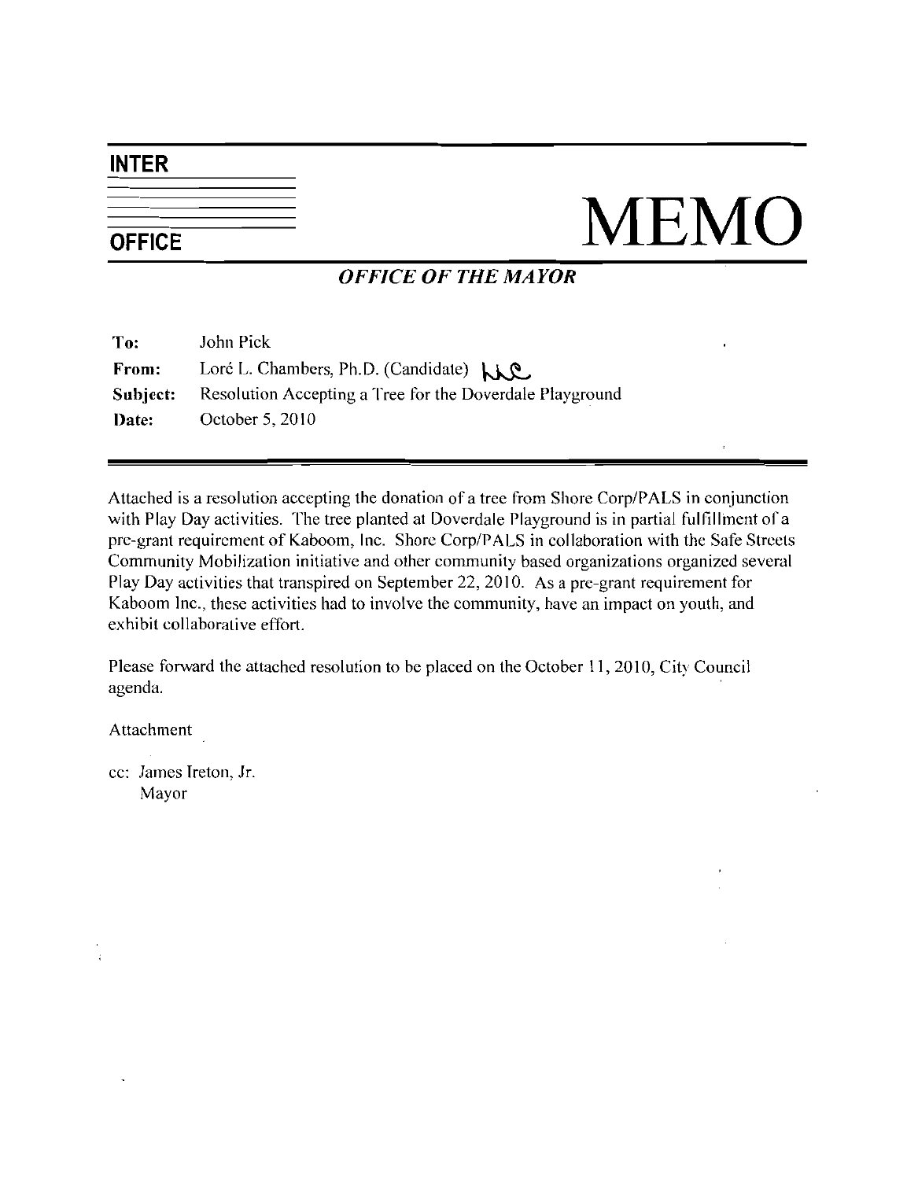**INTER**

**OFFICE**

# MEMO

***OFFICE OF THE MAYOR***

| | |
|---|---|
| **To:** | John Pick |
| **From:** | Loré L. Chambers, Ph.D. (Candidate) LLC |
| **Subject:** | Resolution Accepting a Tree for the Doverdale Playground |
| **Date:** | October 5, 2010 |

Attached is a resolution accepting the donation of a tree from Shore Corp/PALS in conjunction with Play Day activities. The tree planted at Doverdale Playground is in partial fulfillment of a pre-grant requirement of Kaboom, Inc. Shore Corp/PALS in collaboration with the Safe Streets Community Mobilization initiative and other community based organizations organized several Play Day activities that transpired on September 22, 2010. As a pre-grant requirement for Kaboom Inc., these activities had to involve the community, have an impact on youth, and exhibit collaborative effort.

Please forward the attached resolution to be placed on the October 11, 2010, City Council agenda.

Attachment

cc: James Ireton, Jr.
Mayor